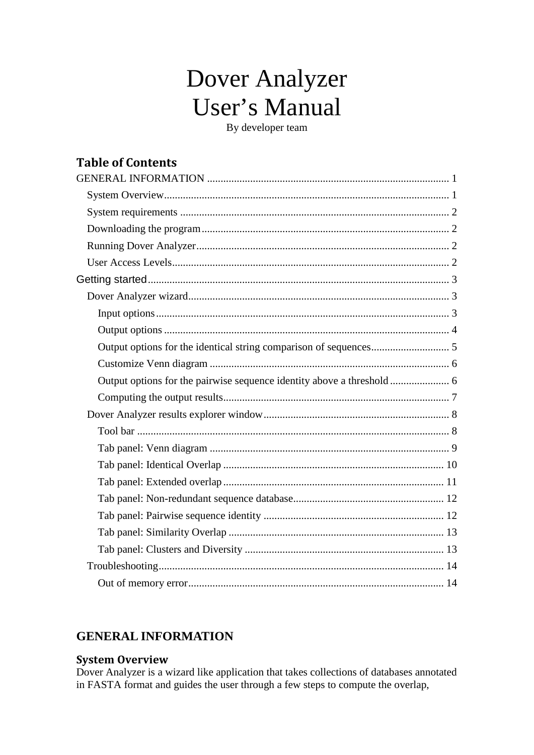# Dover Analyzer
# User's Manual

By developer team

## Table of Contents

GENERAL INFORMATION ........................................................................................ 1
- System Overview........................................................................................ 1
- System requirements .................................................................................. 2
- Downloading the program.......................................................................... 2
- Running Dover Analyzer............................................................................ 2
- User Access Levels..................................................................................... 2

Getting started.............................................................................................. 3
- Dover Analyzer wizard............................................................................... 3
  - Input options........................................................................................... 3
  - Output options ........................................................................................ 4
  - Output options for the identical string comparison of sequences............................ 5
  - Customize Venn diagram ....................................................................... 6
  - Output options for the pairwise sequence identity above a threshold ..................... 6
  - Computing the output results.................................................................. 7
- Dover Analyzer results explorer window................................................... 8
  - Tool bar .................................................................................................. 8
  - Tab panel: Venn diagram ....................................................................... 9
  - Tab panel: Identical Overlap ................................................................ 10
  - Tab panel: Extended overlap................................................................ 11
  - Tab panel: Non-redundant sequence database....................................... 12
  - Tab panel: Pairwise sequence identity ................................................. 12
  - Tab panel: Similarity Overlap .............................................................. 13
  - Tab panel: Clusters and Diversity ........................................................ 13
- Troubleshooting........................................................................................ 14
  - Out of memory error............................................................................. 14

## GENERAL INFORMATION

### System Overview

Dover Analyzer is a wizard like application that takes collections of databases annotated in FASTA format and guides the user through a few steps to compute the overlap,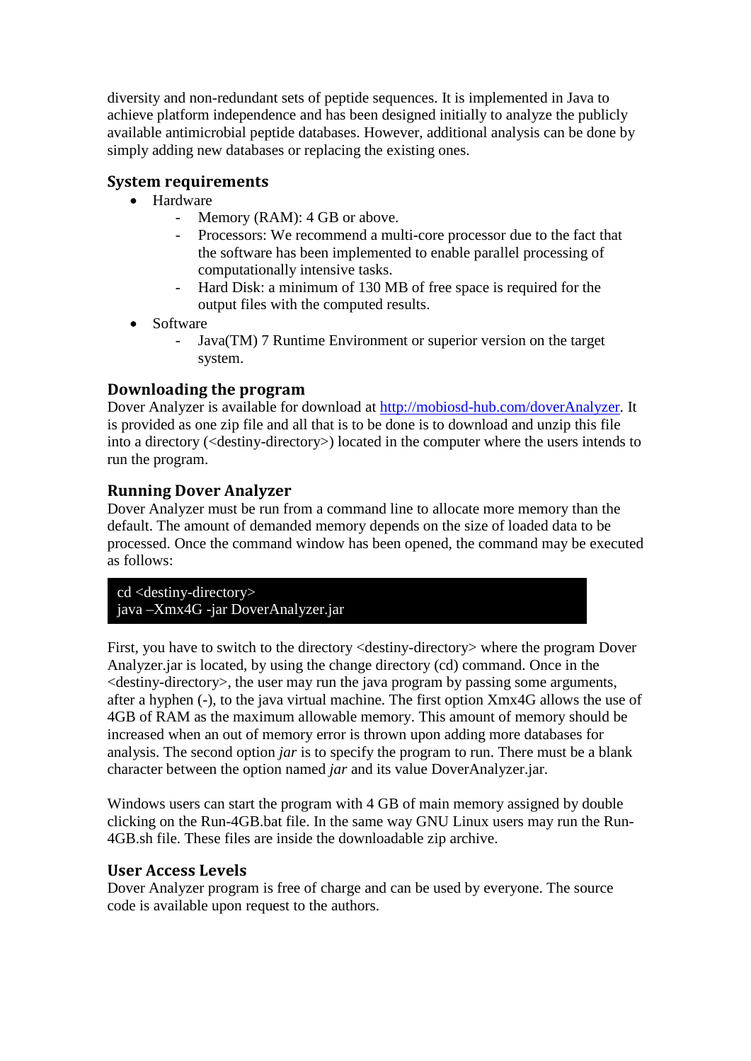diversity and non-redundant sets of peptide sequences. It is implemented in Java to achieve platform independence and has been designed initially to analyze the publicly available antimicrobial peptide databases. However, additional analysis can be done by simply adding new databases or replacing the existing ones.

## System requirements

- Hardware
  - Memory (RAM): 4 GB or above.
  - Processors: We recommend a multi-core processor due to the fact that the software has been implemented to enable parallel processing of computationally intensive tasks.
  - Hard Disk: a minimum of 130 MB of free space is required for the output files with the computed results.
- Software
  - Java(TM) 7 Runtime Environment or superior version on the target system.

## Downloading the program

Dover Analyzer is available for download at [http://mobiosd-hub.com/doverAnalyzer](http://mobiosd-hub.com/doverAnalyzer). It is provided as one zip file and all that is to be done is to download and unzip this file into a directory (<destiny-directory>) located in the computer where the users intends to run the program.

## Running Dover Analyzer

Dover Analyzer must be run from a command line to allocate more memory than the default. The amount of demanded memory depends on the size of loaded data to be processed. Once the command window has been opened, the command may be executed as follows:

```
cd <destiny-directory>
java –Xmx4G -jar DoverAnalyzer.jar
```

First, you have to switch to the directory <destiny-directory> where the program Dover Analyzer.jar is located, by using the change directory (cd) command. Once in the <destiny-directory>, the user may run the java program by passing some arguments, after a hyphen (-), to the java virtual machine. The first option Xmx4G allows the use of 4GB of RAM as the maximum allowable memory. This amount of memory should be increased when an out of memory error is thrown upon adding more databases for analysis. The second option *jar* is to specify the program to run. There must be a blank character between the option named *jar* and its value DoverAnalyzer.jar.

Windows users can start the program with 4 GB of main memory assigned by double clicking on the Run-4GB.bat file. In the same way GNU Linux users may run the Run-4GB.sh file. These files are inside the downloadable zip archive.

## User Access Levels

Dover Analyzer program is free of charge and can be used by everyone. The source code is available upon request to the authors.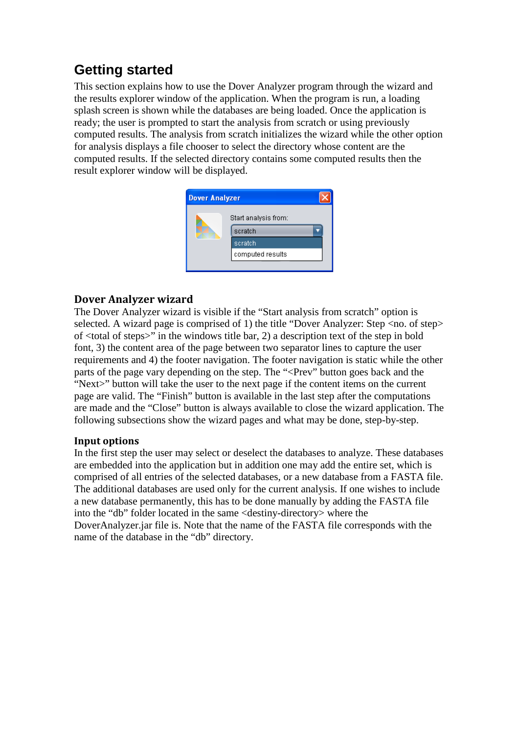# Getting started

This section explains how to use the Dover Analyzer program through the wizard and the results explorer window of the application. When the program is run, a loading splash screen is shown while the databases are being loaded. Once the application is ready; the user is prompted to start the analysis from scratch or using previously computed results. The analysis from scratch initializes the wizard while the other option for analysis displays a file chooser to select the directory whose content are the computed results. If the selected directory contains some computed results then the result explorer window will be displayed.

## Dover Analyzer wizard

The Dover Analyzer wizard is visible if the "Start analysis from scratch" option is selected. A wizard page is comprised of 1) the title "Dover Analyzer: Step <no. of step> of <total of steps>" in the windows title bar, 2) a description text of the step in bold font, 3) the content area of the page between two separator lines to capture the user requirements and 4) the footer navigation. The footer navigation is static while the other parts of the page vary depending on the step. The "<Prev" button goes back and the "Next>" button will take the user to the next page if the content items on the current page are valid. The "Finish" button is available in the last step after the computations are made and the "Close" button is always available to close the wizard application. The following subsections show the wizard pages and what may be done, step-by-step.

### Input options

In the first step the user may select or deselect the databases to analyze. These databases are embedded into the application but in addition one may add the entire set, which is comprised of all entries of the selected databases, or a new database from a FASTA file. The additional databases are used only for the current analysis. If one wishes to include a new database permanently, this has to be done manually by adding the FASTA file into the "db" folder located in the same <destiny-directory> where the DoverAnalyzer.jar file is. Note that the name of the FASTA file corresponds with the name of the database in the "db" directory.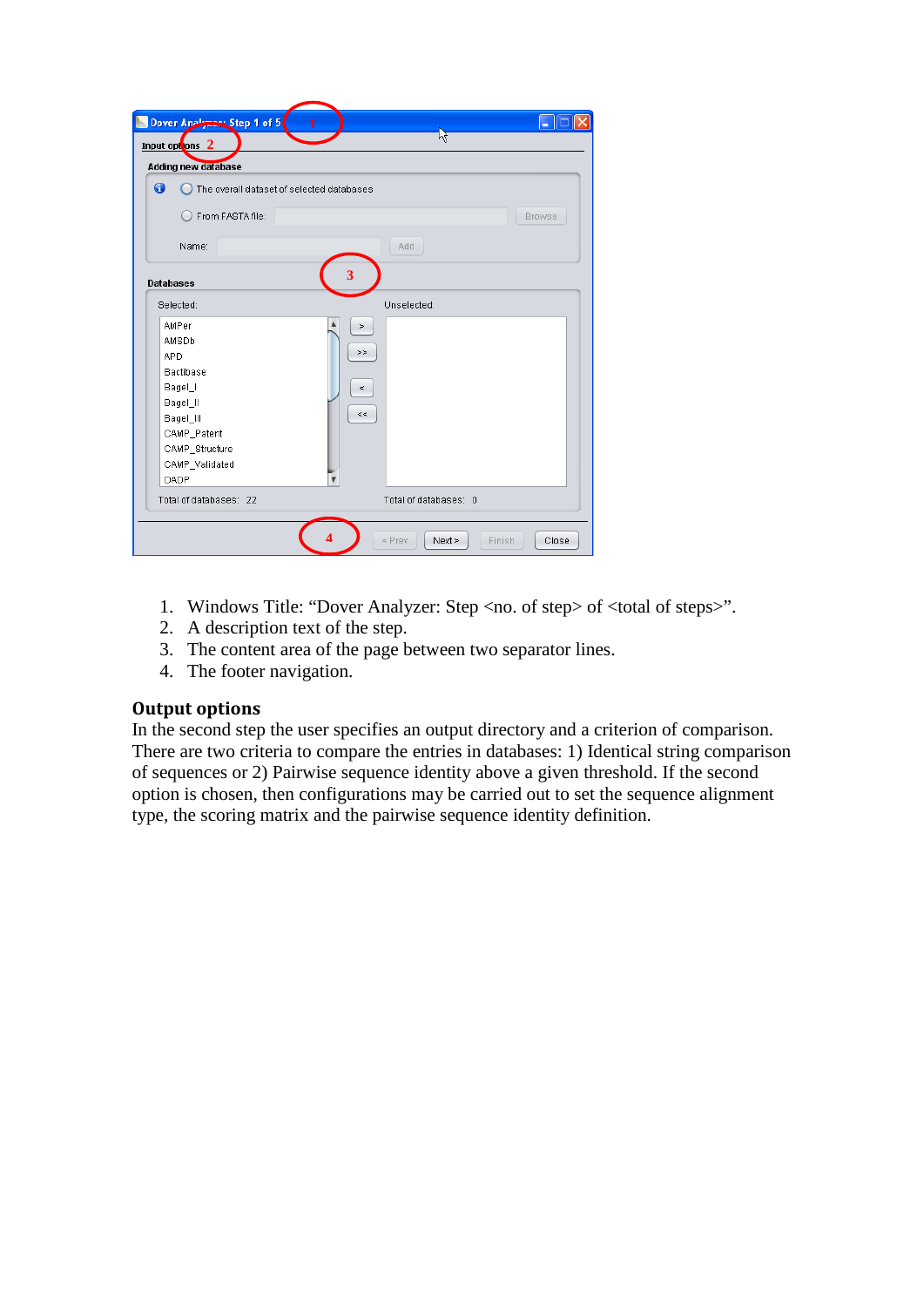1. Windows Title: “Dover Analyzer: Step <no. of step> of <total of steps>”.
2. A description text of the step.
3. The content area of the page between two separator lines.
4. The footer navigation.

## Output options

In the second step the user specifies an output directory and a criterion of comparison. There are two criteria to compare the entries in databases: 1) Identical string comparison of sequences or 2) Pairwise sequence identity above a given threshold. If the second option is chosen, then configurations may be carried out to set the sequence alignment type, the scoring matrix and the pairwise sequence identity definition.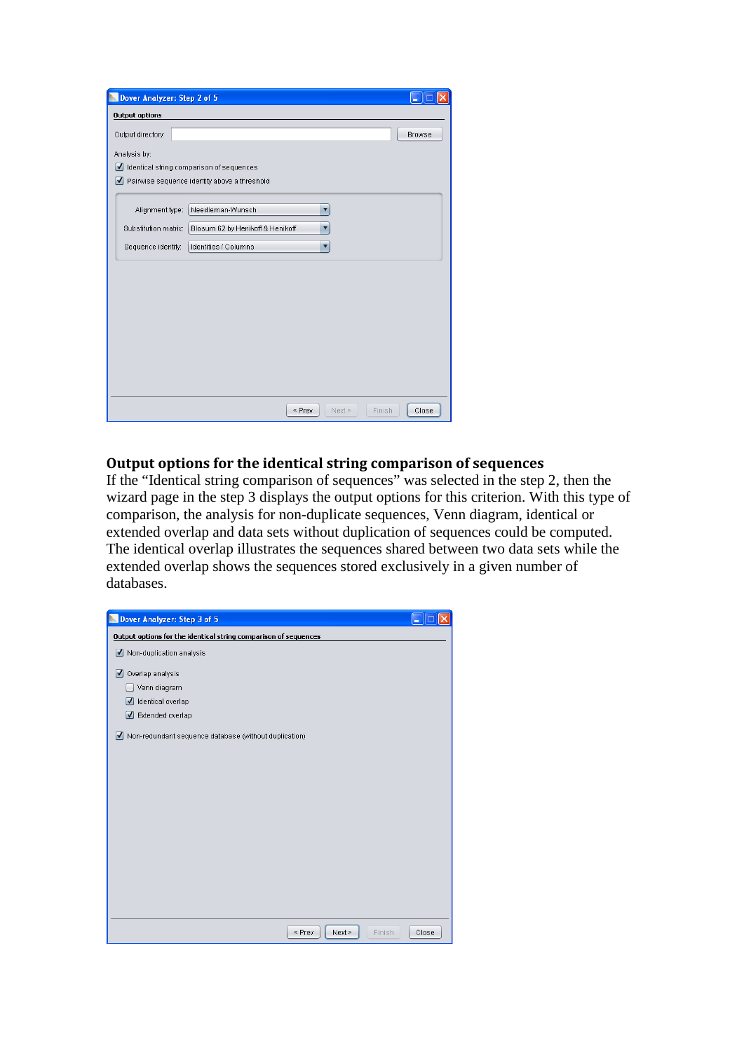## Output options for the identical string comparison of sequences

If the “Identical string comparison of sequences” was selected in the step 2, then the wizard page in the step 3 displays the output options for this criterion. With this type of comparison, the analysis for non-duplicate sequences, Venn diagram, identical or extended overlap and data sets without duplication of sequences could be computed. The identical overlap illustrates the sequences shared between two data sets while the extended overlap shows the sequences stored exclusively in a given number of databases.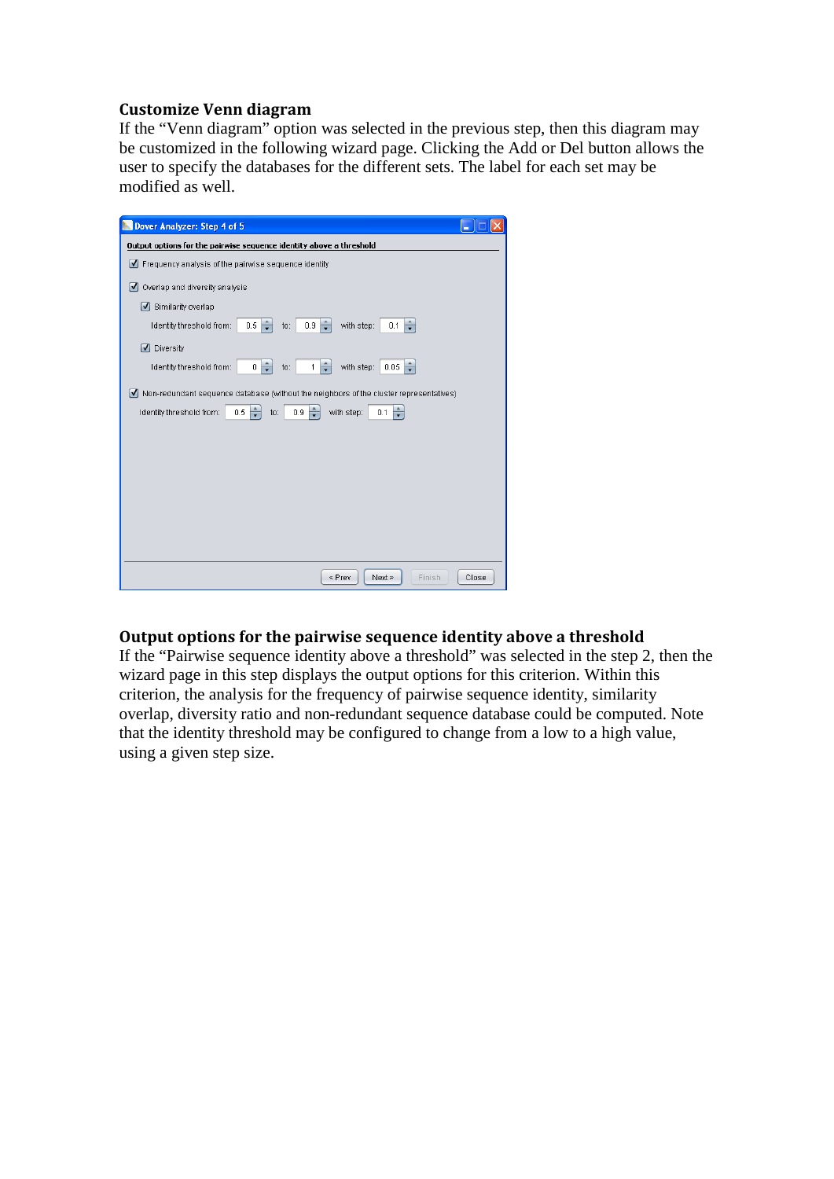### Customize Venn diagram

If the “Venn diagram” option was selected in the previous step, then this diagram may be customized in the following wizard page. Clicking the Add or Del button allows the user to specify the databases for the different sets. The label for each set may be modified as well.

### Output options for the pairwise sequence identity above a threshold

If the “Pairwise sequence identity above a threshold” was selected in the step 2, then the wizard page in this step displays the output options for this criterion. Within this criterion, the analysis for the frequency of pairwise sequence identity, similarity overlap, diversity ratio and non-redundant sequence database could be computed. Note that the identity threshold may be configured to change from a low to a high value, using a given step size.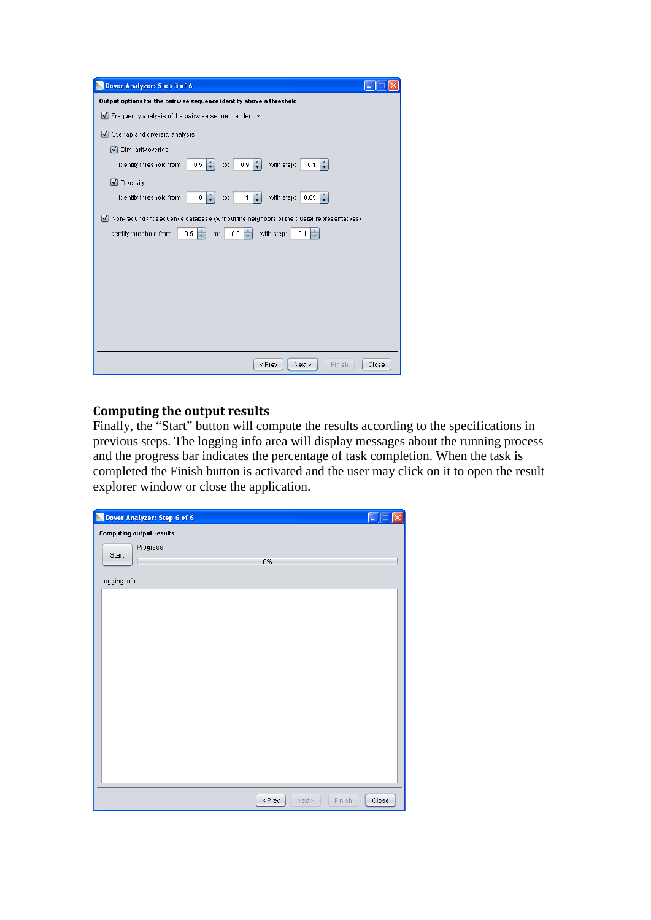## Computing the output results

Finally, the "Start" button will compute the results according to the specifications in previous steps. The logging info area will display messages about the running process and the progress bar indicates the percentage of task completion. When the task is completed the Finish button is activated and the user may click on it to open the result explorer window or close the application.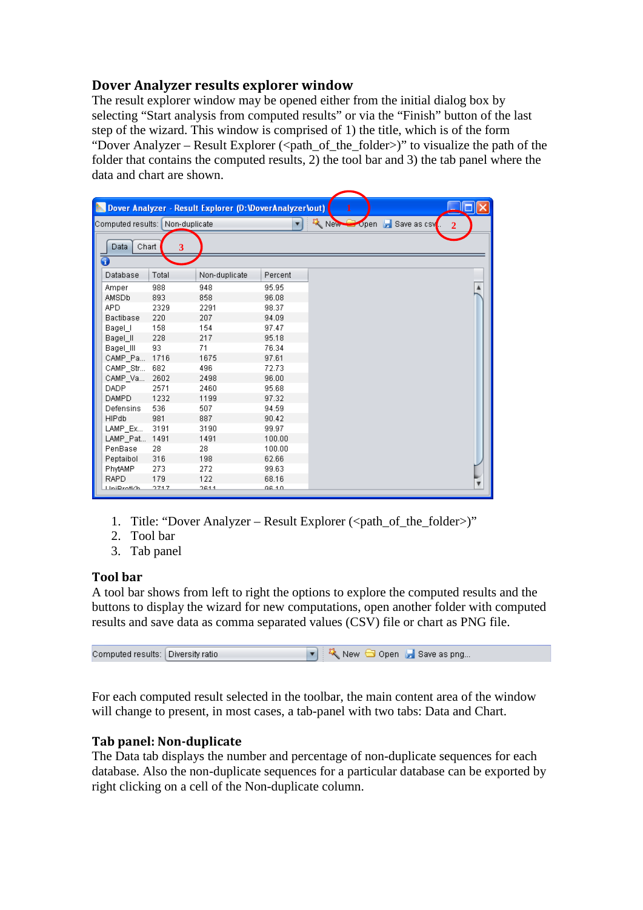## Dover Analyzer results explorer window

The result explorer window may be opened either from the initial dialog box by selecting “Start analysis from computed results” or via the “Finish” button of the last step of the wizard. This window is comprised of 1) the title, which is of the form “Dover Analyzer – Result Explorer (<path_of_the_folder>)” to visualize the path of the folder that contains the computed results, 2) the tool bar and 3) the tab panel where the data and chart are shown.

1. Title: “Dover Analyzer – Result Explorer (<path_of_the_folder>)”
2. Tool bar
3. Tab panel

### Tool bar

A tool bar shows from left to right the options to explore the computed results and the buttons to display the wizard for new computations, open another folder with computed results and save data as comma separated values (CSV) file or chart as PNG file.

For each computed result selected in the toolbar, the main content area of the window will change to present, in most cases, a tab-panel with two tabs: Data and Chart.

### Tab panel: Non-duplicate

The Data tab displays the number and percentage of non-duplicate sequences for each database. Also the non-duplicate sequences for a particular database can be exported by right clicking on a cell of the Non-duplicate column.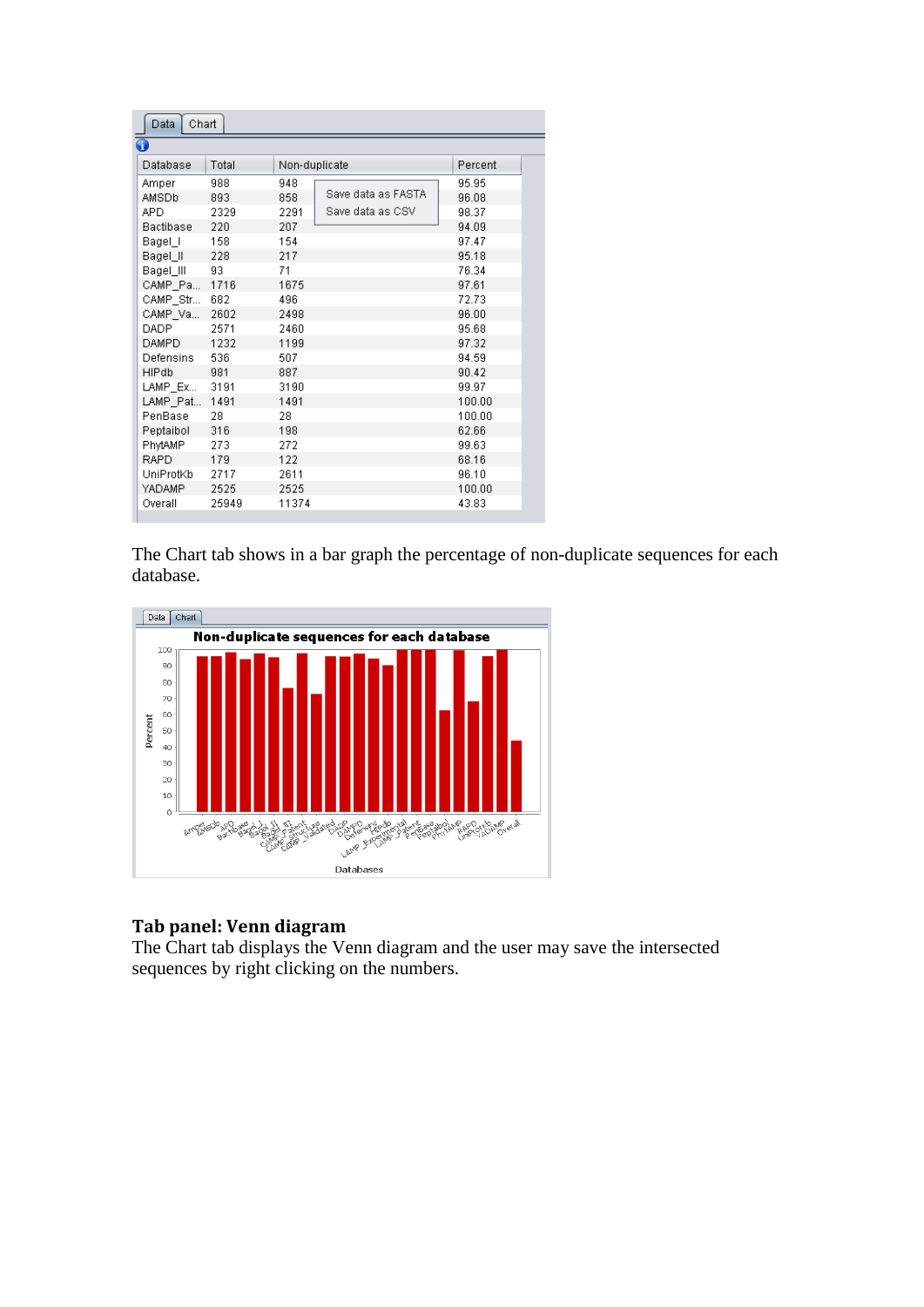| Database | Total | Non-duplicate | Percent |
|---|---|---|---|
| Amper | 988 | 948 | 95.95 |
| AMSDb | 893 | 858 | 96.08 |
| APD | 2329 | 2291 | 98.37 |
| Bactibase | 220 | 207 | 94.09 |
| Bagel_I | 158 | 154 | 97.47 |
| Bagel_II | 228 | 217 | 95.18 |
| Bagel_III | 93 | 71 | 76.34 |
| CAMP_Pa... | 1716 | 1675 | 97.61 |
| CAMP_Str... | 682 | 496 | 72.73 |
| CAMP_Va... | 2602 | 2498 | 96.00 |
| DADP | 2571 | 2460 | 95.68 |
| DAMPD | 1232 | 1199 | 97.32 |
| Defensins | 536 | 507 | 94.59 |
| HIPdb | 981 | 887 | 90.42 |
| LAMP_Ex... | 3191 | 3190 | 99.97 |
| LAMP_Pat... | 1491 | 1491 | 100.00 |
| PenBase | 28 | 28 | 100.00 |
| Peptaibol | 316 | 198 | 62.66 |
| PhytAMP | 273 | 272 | 99.63 |
| RAPD | 179 | 122 | 68.16 |
| UniProtKb | 2717 | 2611 | 96.10 |
| YADAMP | 2525 | 2525 | 100.00 |
| Overall | 25949 | 11374 | 43.83 |

The Chart tab shows in a bar graph the percentage of non-duplicate sequences for each database.

### Tab panel: Venn diagram

The Chart tab displays the Venn diagram and the user may save the intersected sequences by right clicking on the numbers.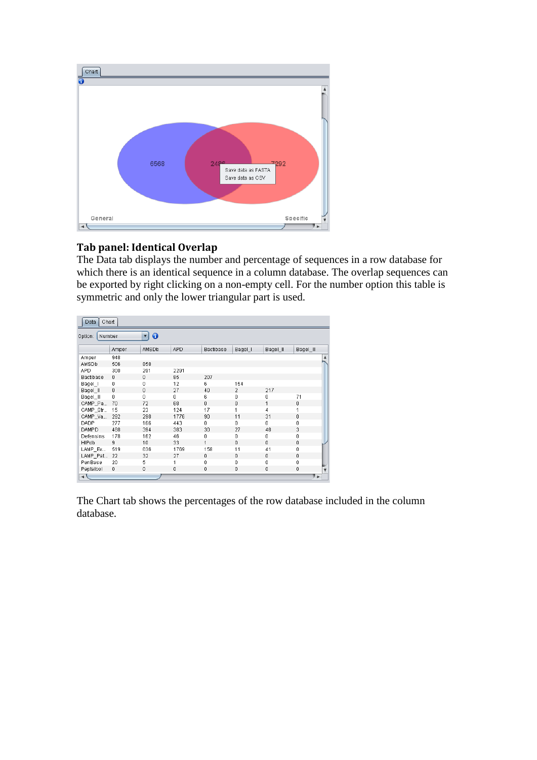## Tab panel: Identical Overlap

The Data tab displays the number and percentage of sequences in a row database for which there is an identical sequence in a column database. The overlap sequences can be exported by right clicking on a non-empty cell. For the number option this table is symmetric and only the lower triangular part is used.

The Chart tab shows the percentages of the row database included in the column database.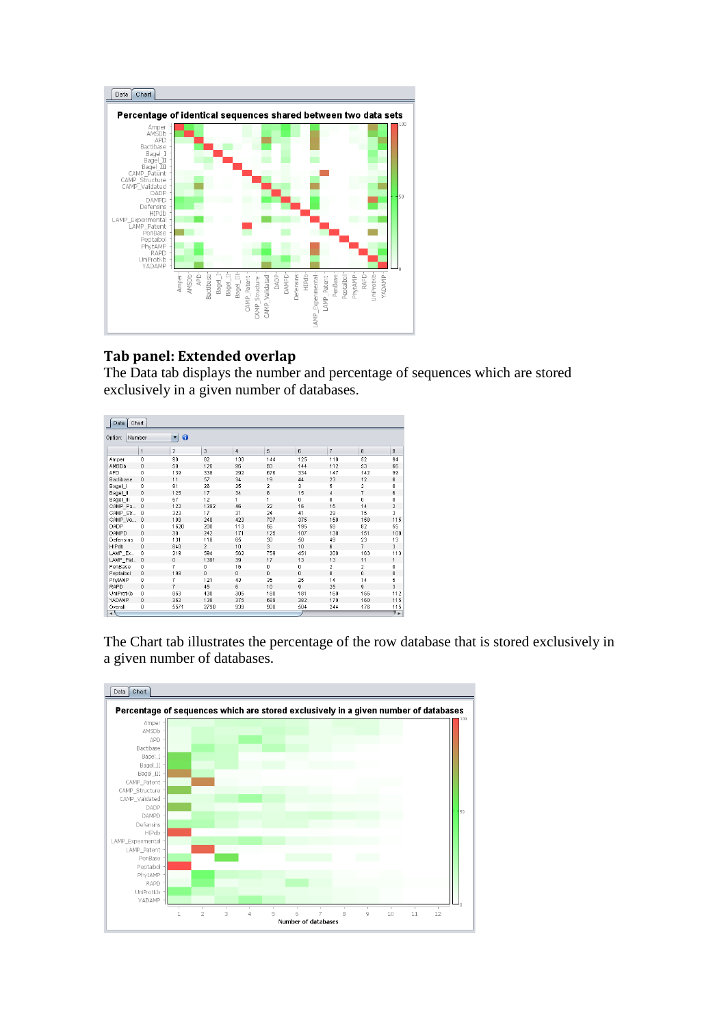## Tab panel: Extended overlap

The Data tab displays the number and percentage of sequences which are stored exclusively in a given number of databases.

Option: Number

| | 1 | 2 | 3 | 4 | 5 | 6 | 7 | 8 | 9 |
|---|---|---|---|---|---|---|---|---|---|
| Amper | 0 | 80 | 82 | 130 | 144 | 125 | 110 | 52 | 84 |
| AMSDb | 0 | 50 | 126 | 95 | 93 | 144 | 112 | 53 | 65 |
| APD | 0 | 139 | 338 | 292 | 676 | 334 | 147 | 142 | 93 |
| Bactibase | 0 | 11 | 57 | 34 | 19 | 44 | 23 | 12 | 8 |
| Bagel_I | 0 | 91 | 28 | 25 | 2 | 3 | 6 | 2 | 0 |
| Bagel_II | 0 | 125 | 17 | 34 | 8 | 15 | 4 | 7 | 6 |
| Bagel_III | 0 | 57 | 12 | 1 | 1 | 0 | 0 | 0 | 0 |
| CAMP_Pa... | 0 | 122 | 1392 | 46 | 22 | 18 | 15 | 14 | 3 |
| CAMP_Str... | 0 | 323 | 17 | 31 | 24 | 41 | 29 | 15 | 3 |
| CAMP_Va... | 0 | 199 | 248 | 423 | 707 | 375 | 159 | 159 | 115 |
| DADP | 0 | 1620 | 200 | 113 | 56 | 195 | 58 | 82 | 55 |
| DAMPD | 0 | 30 | 242 | 171 | 125 | 107 | 138 | 151 | 108 |
| Defensins | 0 | 131 | 118 | 65 | 30 | 50 | 49 | 23 | 13 |
| HIPdb | 0 | 940 | 2 | 10 | 3 | 10 | 6 | 7 | 3 |
| LAMP_Ex... | 0 | 219 | 594 | 592 | 759 | 451 | 208 | 163 | 113 |
| LAMP_Pat... | 0 | 0 | 1381 | 39 | 17 | 13 | 13 | 11 | 1 |
| PenBase | 0 | 7 | 0 | 16 | 0 | 0 | 2 | 2 | 0 |
| Peptaibol | 0 | 198 | 0 | 0 | 0 | 0 | 0 | 0 | 0 |
| PhytAMP | 0 | 7 | 121 | 43 | 35 | 25 | 14 | 14 | 5 |
| RAPD | 0 | 7 | 45 | 6 | 10 | 9 | 25 | 9 | 3 |
| UniProtKb | 0 | 953 | 430 | 305 | 180 | 181 | 169 | 155 | 112 |
| YADAMP | 0 | 362 | 138 | 375 | 689 | 382 | 179 | 180 | 115 |
| Overall | 0 | 5571 | 2798 | 939 | 900 | 504 | 244 | 176 | 115 |

The Chart tab illustrates the percentage of the row database that is stored exclusively in a given number of databases.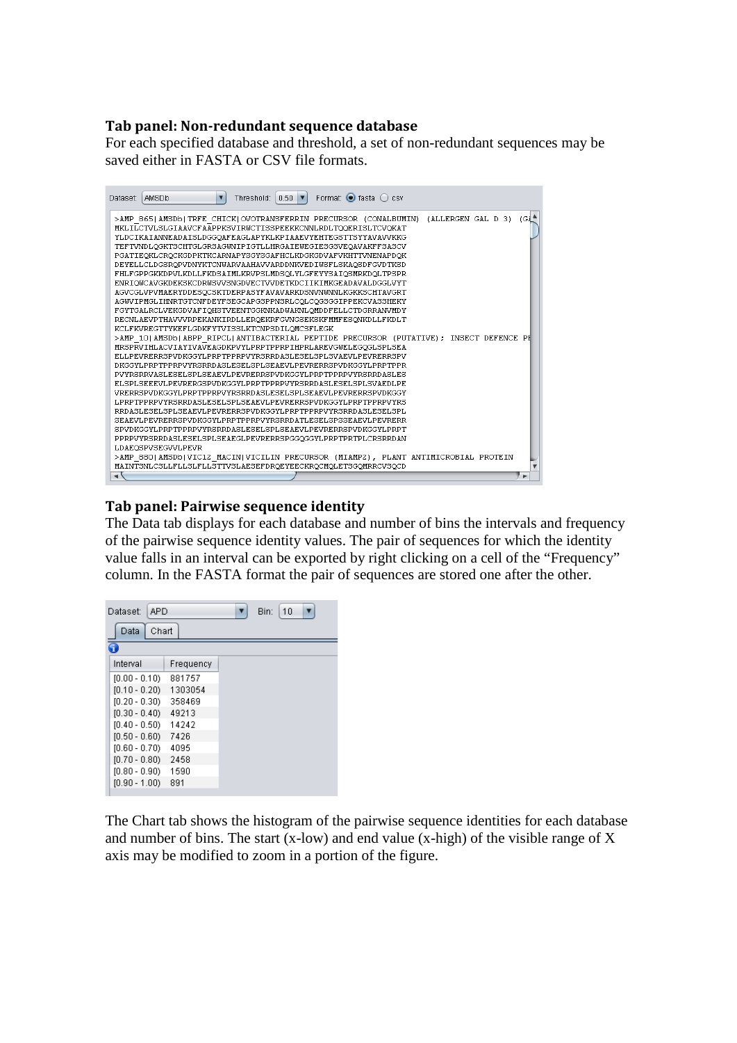### Tab panel: Non-redundant sequence database

For each specified database and threshold, a set of non-redundant sequences may be saved either in FASTA or CSV file formats.

Dataset: AMSDb Threshold: 0.50 Format: fasta csv

```
>AMP_865|AMSDb|TRFE_CHICK|OVOTRANSFERRIN PRECURSOR (CONALBUMIN) (ALLERGEN GAL D 3) (GA
MKLILCTVLSLGIAAVCFAAPPKSVIRWCTISSPEEKKCNNLRDLTQQERISLTCVQKAT
YLDCIKAIANNEADAISLDGGQAFEAGLAPYKLKPIAAEVYEHTEGSTTSYYAVAVVKKG
TEFTVNDLQGKTSCHTGLGRSAGWNIPIGTLLHRGAIEWEGIESGSVEQAVAKFFSASCV
PGATIEQKLCRQCKGDPKTKCARNAPYSGYSGAFHCLKDGKGDVAFVKHTTVNENAPDQK
DEYELLCLDGSRQPVDNYKTCNWARVAAHAVVARDDNKVEDIWSFLSKAQSDFGVDTKSD
FHLFGPPGKKDPVLKDLLFKDSAIMLKRVPSLMDSQLYLGFEYYSAIQSMRKDQLTPSPR
ENRIQWCAVGKDEKSKCDRWSVVSNGDVECTVVDETKDCIIKIMKGEADAVALDGGLVYT
AGVCGLVPVMAERYDDESQCSKTDERPASYFAVAVARKDSNVNWNNLKGKKSCHTAVGRT
AGWVIPMGLIHNRTGTCNFDEYFSEGCAPGSPPNSRLCQLCQGSGGIPPEKCVASSHEKY
FGYTGALRCLVEKGDVAFIQHSTVEENTGGKNKADWAKNLQMDDFELLCTDGRRANVMDY
RECNLAEVPTHAVVVRPEKANKIRDLLERQEKRFGVNGSEKSKFMMFESQNKDLLFKDLT
KCLFKVREGTTYKEFLGDKFYTVISSLKTCNPSDILQMCSFLEGK
>AMP_10|AMSDb|ABPP_RIPCL|ANTIBACTERIAL PEPTIDE PRECURSOR (PUTATIVE); INSECT DEFENCE PE
MRSPRVIHLACVIAYIVAVEAGDKPVYLPRPTPPRPIHPRLAREVGWELEGQGLSPLSEA
ELLPEVRERRSPVDKGGYLPRPTPPRPVYRSRRDASLESELSPLSVAEVLPEVRERRSPV
DKGGYLPRPTPPRPVYRSRRDASLESELSPLSEAEVLPEVRERRSPVDKGGYLPRPTPPR
PVYRSRRVASLESELSPLSEAEVLPEVRERRSPVDKGGYLPRPTPPRPVYRSRRDASLES
ELSPLSEEEVLPEVRERGSPVDKGGYLPRPTPPRPVYRSRRDASLESELSPLSVAEDLPE
VRERRSPVDKGGYLPRPTPPRPVYRSRRDASLESELSPLSEAEVLPEVRERRSPVDKGGY
LPRPTPPRPVYRSRRDASLESELSPLSEAEVLPEVRERRSPVDKGGYLPRPTPPRPVYRS
RRDASLESELSPLSEAEVLPEVRERRSPVDKGGYLPRPTPPRPVYRSRRDASLESELSPL
SEAEVLPEVRERRSPVDKGGYLPRPTPPRPVYRSRRDATLESELSPSSEAEVLPEVRERR
SPVDKGGYLPRPTPPRPVYRSRRDASLESELSPLSEAEVLPEVRERRSPVDKGGYLPRPT
PPRPVYRSRRDASLESELSPLSEAEGLPEVRERRSPGGQGGYLPRPTPRTPLCRSRRDAN
LDAEQSPVSEGVVLPEVR
>AMP_880|AMSDb|VICIZ_MACIN|VICILIN PRECURSOR (MIAMP2), PLANT ANTIMICROBIAL PROTEIN
MAINTSNLCSLLFLLSLFLLSTTVSLAESEFDRQEYEECKRQCMQLETSGQMRRCVSQCD
```

### Tab panel: Pairwise sequence identity

The Data tab displays for each database and number of bins the intervals and frequency of the pairwise sequence identity values. The pair of sequences for which the identity value falls in an interval can be exported by right clicking on a cell of the "Frequency" column. In the FASTA format the pair of sequences are stored one after the other.

Dataset: APD Bin: 10

Data | Chart

| Interval | Frequency |
|---|---|
| [0.00 - 0.10) | 881757 |
| [0.10 - 0.20) | 1303054 |
| [0.20 - 0.30) | 358469 |
| [0.30 - 0.40) | 49213 |
| [0.40 - 0.50) | 14242 |
| [0.50 - 0.60) | 7426 |
| [0.60 - 0.70) | 4095 |
| [0.70 - 0.80) | 2458 |
| [0.80 - 0.90) | 1590 |
| [0.90 - 1.00) | 891 |

The Chart tab shows the histogram of the pairwise sequence identities for each database and number of bins. The start (x-low) and end value (x-high) of the visible range of X axis may be modified to zoom in a portion of the figure.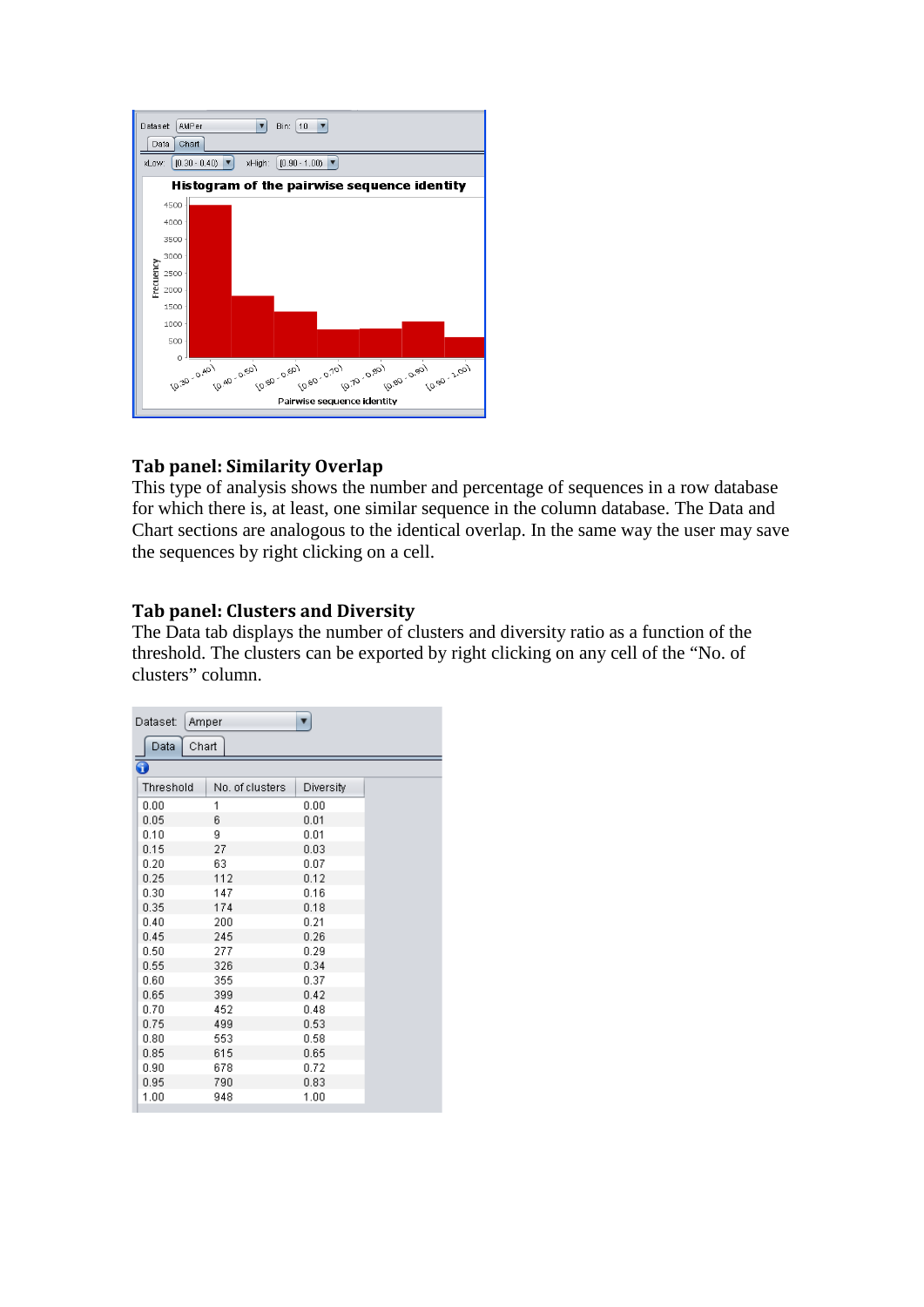## Tab panel: Similarity Overlap

This type of analysis shows the number and percentage of sequences in a row database for which there is, at least, one similar sequence in the column database. The Data and Chart sections are analogous to the identical overlap. In the same way the user may save the sequences by right clicking on a cell.

## Tab panel: Clusters and Diversity

The Data tab displays the number of clusters and diversity ratio as a function of the threshold. The clusters can be exported by right clicking on any cell of the "No. of clusters" column.

| Threshold | No. of clusters | Diversity |
|---|---|---|
| 0.00 | 1 | 0.00 |
| 0.05 | 6 | 0.01 |
| 0.10 | 9 | 0.01 |
| 0.15 | 27 | 0.03 |
| 0.20 | 63 | 0.07 |
| 0.25 | 112 | 0.12 |
| 0.30 | 147 | 0.16 |
| 0.35 | 174 | 0.18 |
| 0.40 | 200 | 0.21 |
| 0.45 | 245 | 0.26 |
| 0.50 | 277 | 0.29 |
| 0.55 | 326 | 0.34 |
| 0.60 | 355 | 0.37 |
| 0.65 | 399 | 0.42 |
| 0.70 | 452 | 0.48 |
| 0.75 | 499 | 0.53 |
| 0.80 | 553 | 0.58 |
| 0.85 | 615 | 0.65 |
| 0.90 | 678 | 0.72 |
| 0.95 | 790 | 0.83 |
| 1.00 | 948 | 1.00 |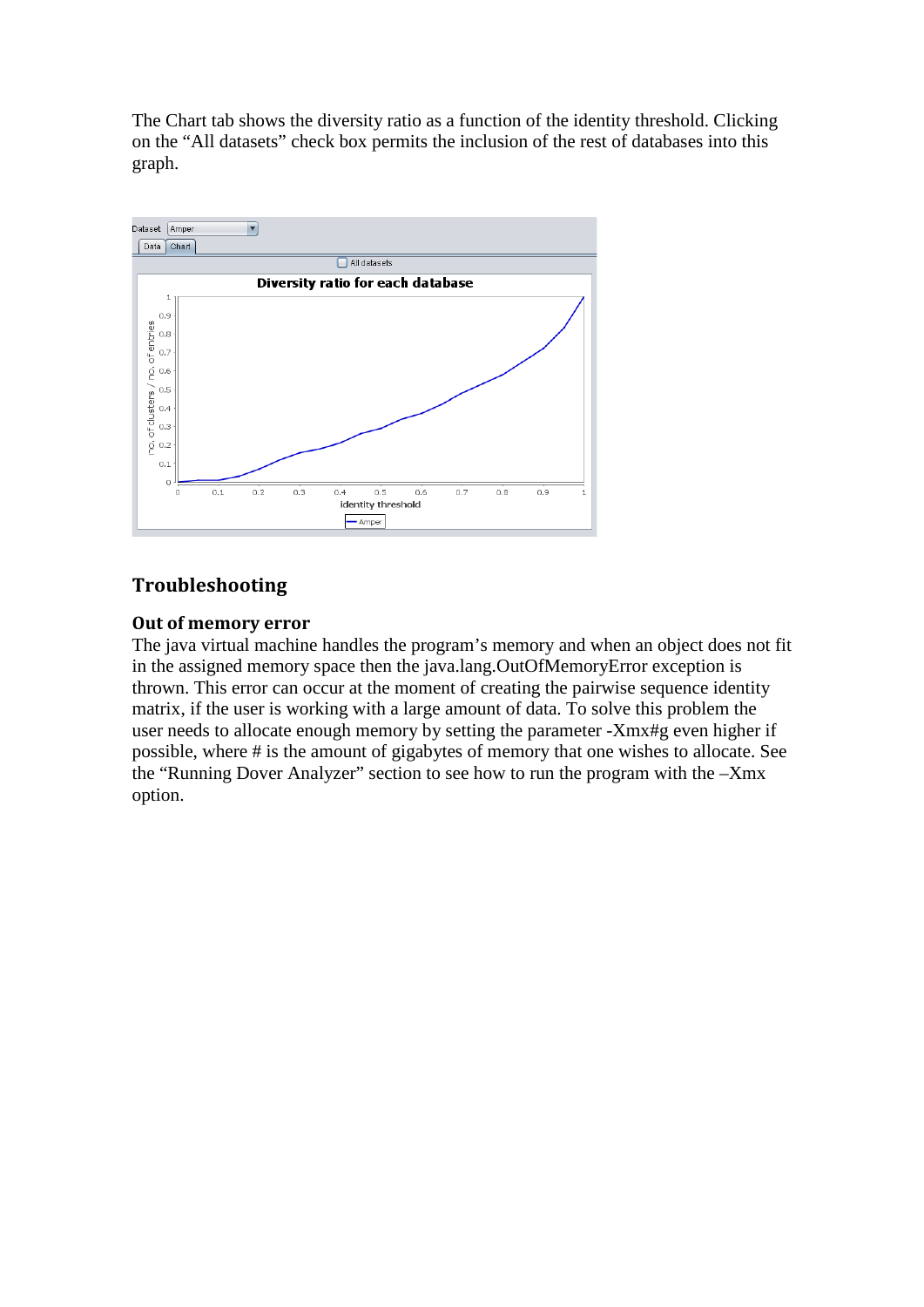The Chart tab shows the diversity ratio as a function of the identity threshold. Clicking on the "All datasets" check box permits the inclusion of the rest of databases into this graph.

Dataset Amper

Data Chart

All datasets

Diversity ratio for each database

no. of clusters / no. of entries

0 0.1 0.2 0.3 0.4 0.5 0.6 0.7 0.8 0.9 1

identity threshold

0 0.1 0.2 0.3 0.4 0.5 0.6 0.7 0.8 0.9 1

Amper

## Troubleshooting

### Out of memory error

The java virtual machine handles the program's memory and when an object does not fit in the assigned memory space then the java.lang.OutOfMemoryError exception is thrown. This error can occur at the moment of creating the pairwise sequence identity matrix, if the user is working with a large amount of data. To solve this problem the user needs to allocate enough memory by setting the parameter -Xmx#g even higher if possible, where # is the amount of gigabytes of memory that one wishes to allocate. See the "Running Dover Analyzer" section to see how to run the program with the –Xmx option.